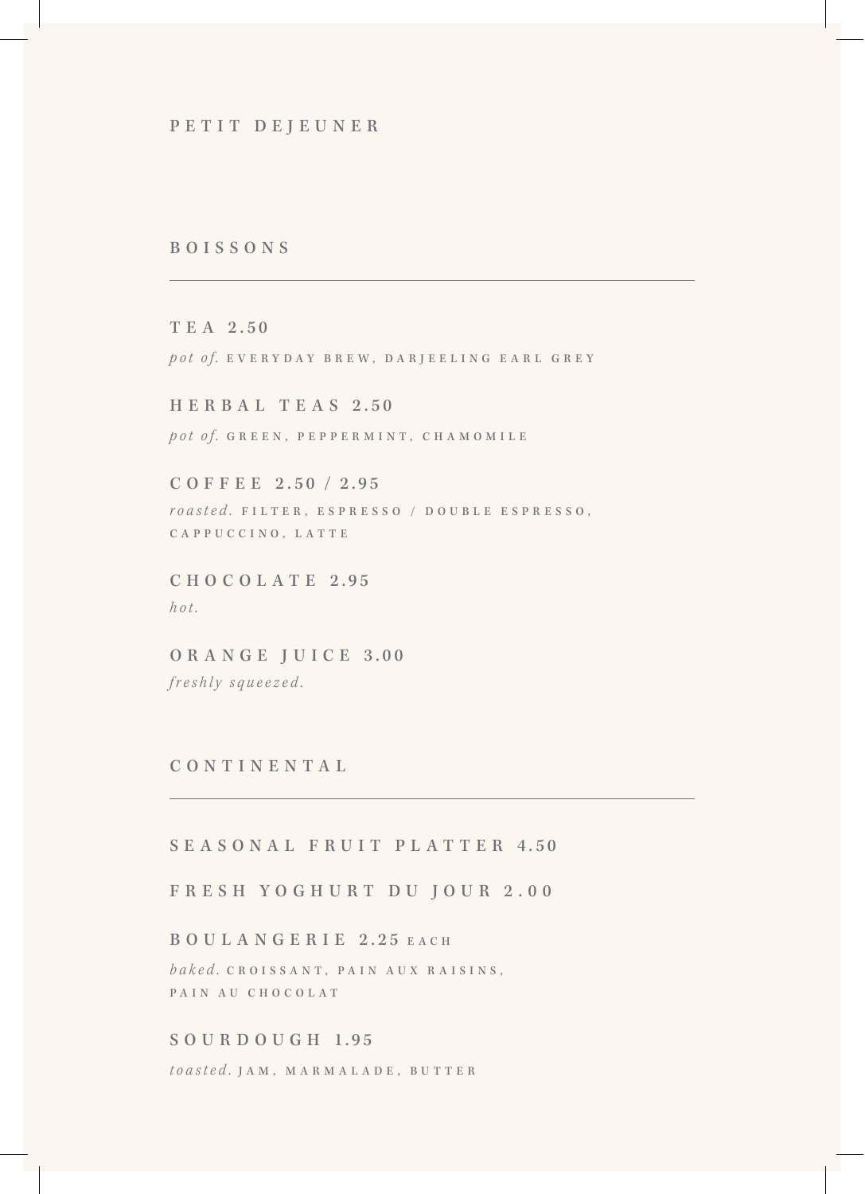# PETIT DEJEUNER

## BOISSONS

---

**TEA 2.50**

*pot of.* EVERYDAY BREW, DARJEELING EARL GREY

**HERBAL TEAS 2.50**

*pot of.* GREEN, PEPPERMINT, CHAMOMILE

**COFFEE 2.50 / 2.95**

*roasted.* FILTER, ESPRESSO / DOUBLE ESPRESSO, CAPPUCCINO, LATTE

**CHOCOLATE 2.95**

*hot.*

**ORANGE JUICE 3.00**

*freshly squeezed.*

## CONTINENTAL

---

**SEASONAL FRUIT PLATTER 4.50**

**FRESH YOGHURT DU JOUR 2.00**

**BOULANGERIE 2.25** EACH

*baked.* CROISSANT, PAIN AUX RAISINS, PAIN AU CHOCOLAT

**SOURDOUGH 1.95**

*toasted.* JAM, MARMALADE, BUTTER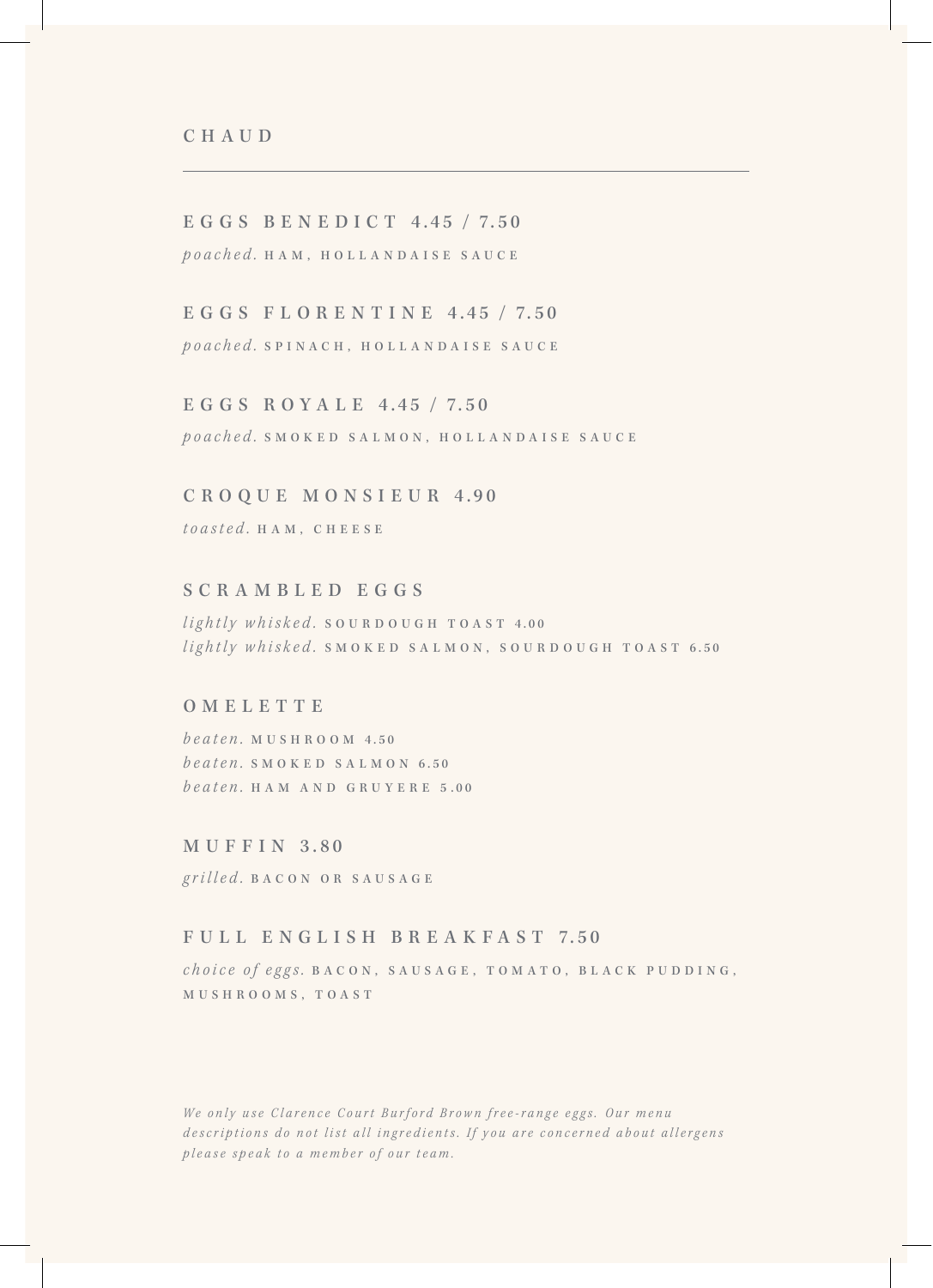## CHAUD

---

### EGGS BENEDICT 4.45 / 7.50

*poached.* HAM, HOLLANDAISE SAUCE

### EGGS FLORENTINE 4.45 / 7.50

*poached.* SPINACH, HOLLANDAISE SAUCE

### EGGS ROYALE 4.45 / 7.50

*poached.* SMOKED SALMON, HOLLANDAISE SAUCE

### CROQUE MONSIEUR 4.90

*toasted.* HAM, CHEESE

### SCRAMBLED EGGS

*lightly whisked.* SOURDOUGH TOAST 4.00
*lightly whisked.* SMOKED SALMON, SOURDOUGH TOAST 6.50

### OMELETTE

*beaten.* MUSHROOM 4.50
*beaten.* SMOKED SALMON 6.50
*beaten.* HAM AND GRUYERE 5.00

### MUFFIN 3.80

*grilled.* BACON OR SAUSAGE

### FULL ENGLISH BREAKFAST 7.50

*choice of eggs.* BACON, SAUSAGE, TOMATO, BLACK PUDDING, MUSHROOMS, TOAST

*We only use Clarence Court Burford Brown free-range eggs. Our menu descriptions do not list all ingredients. If you are concerned about allergens please speak to a member of our team.*